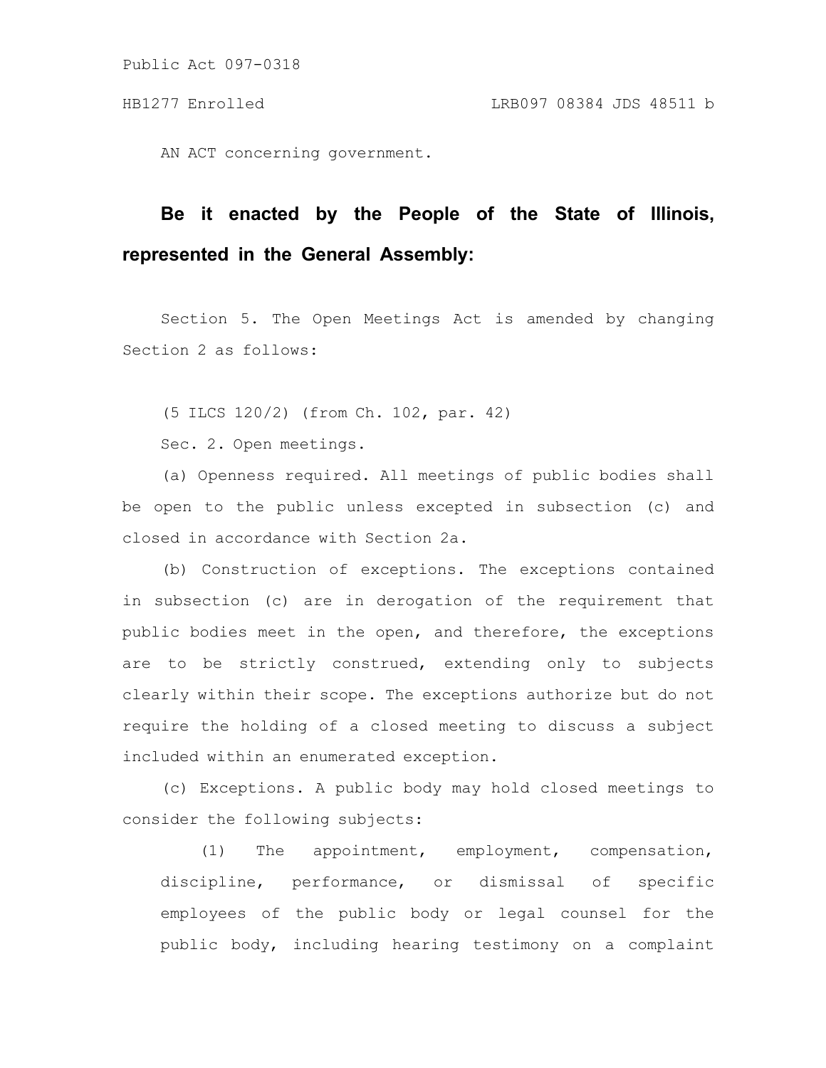Public Act 097-0318

HB1277 Enrolled LRB097 08384 JDS 48511 b

AN ACT concerning government.

**Be it enacted by the People of the State of Illinois, represented in the General Assembly:**

Section 5. The Open Meetings Act is amended by changing Section 2 as follows:

(5 ILCS 120/2) (from Ch. 102, par. 42)

Sec. 2. Open meetings.

(a) Openness required. All meetings of public bodies shall be open to the public unless excepted in subsection (c) and closed in accordance with Section 2a.

(b) Construction of exceptions. The exceptions contained in subsection (c) are in derogation of the requirement that public bodies meet in the open, and therefore, the exceptions are to be strictly construed, extending only to subjects clearly within their scope. The exceptions authorize but do not require the holding of a closed meeting to discuss a subject included within an enumerated exception.

(c) Exceptions. A public body may hold closed meetings to consider the following subjects:

(1) The appointment, employment, compensation, discipline, performance, or dismissal of specific employees of the public body or legal counsel for the public body, including hearing testimony on a complaint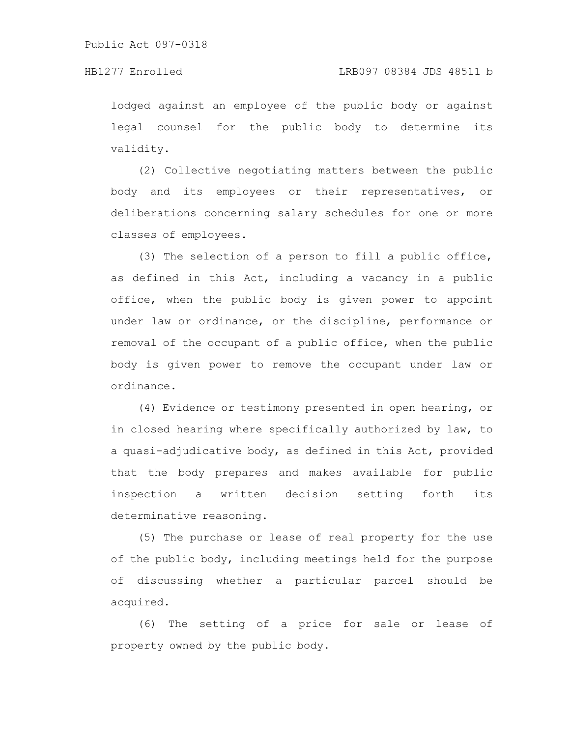lodged against an employee of the public body or against legal counsel for the public body to determine its validity.

(2) Collective negotiating matters between the public body and its employees or their representatives, or deliberations concerning salary schedules for one or more classes of employees.

(3) The selection of a person to fill a public office, as defined in this Act, including a vacancy in a public office, when the public body is given power to appoint under law or ordinance, or the discipline, performance or removal of the occupant of a public office, when the public body is given power to remove the occupant under law or ordinance.

(4) Evidence or testimony presented in open hearing, or in closed hearing where specifically authorized by law, to a quasi-adjudicative body, as defined in this Act, provided that the body prepares and makes available for public inspection a written decision setting forth its determinative reasoning.

(5) The purchase or lease of real property for the use of the public body, including meetings held for the purpose of discussing whether a particular parcel should be acquired.

(6) The setting of a price for sale or lease of property owned by the public body.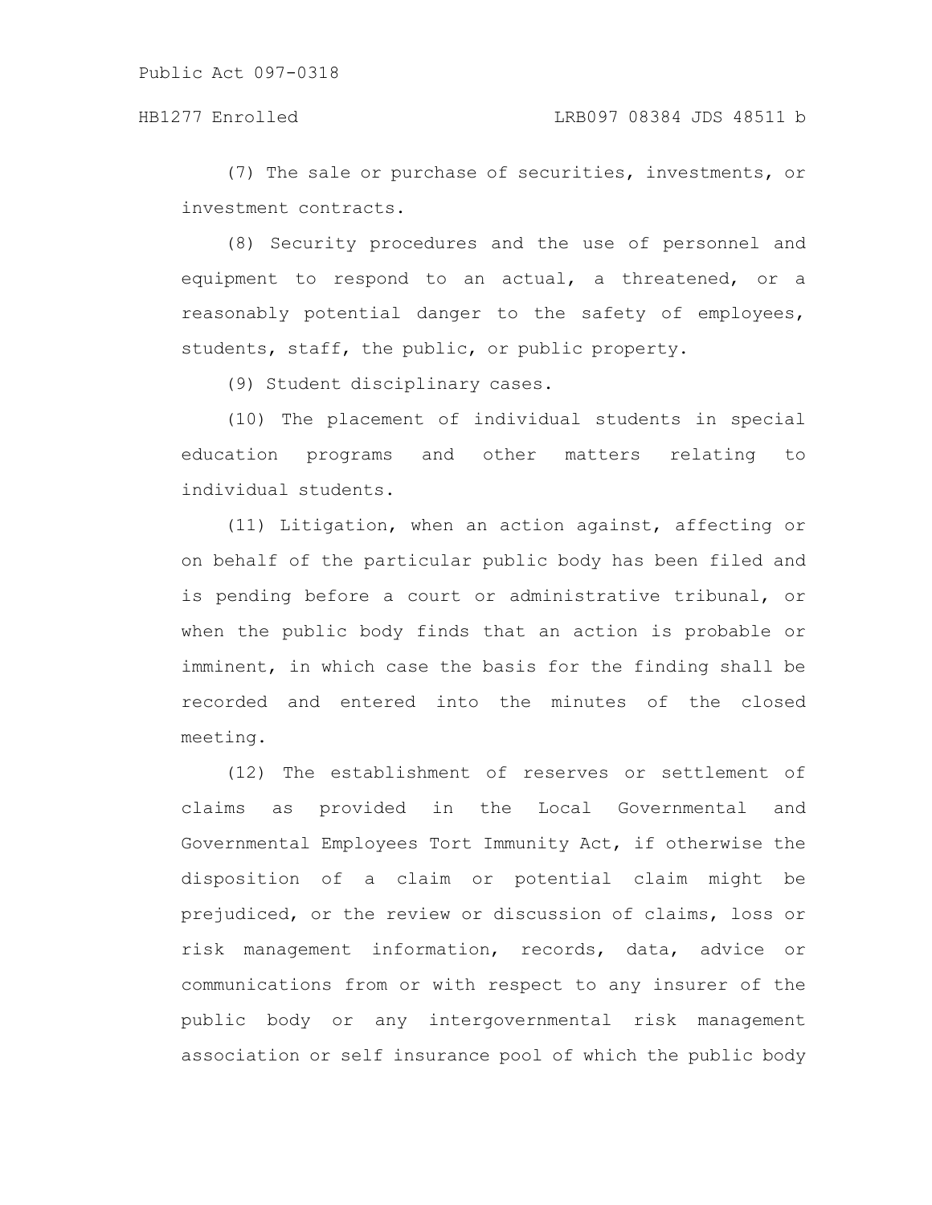(7) The sale or purchase of securities, investments, or investment contracts.

(8) Security procedures and the use of personnel and equipment to respond to an actual, a threatened, or a reasonably potential danger to the safety of employees, students, staff, the public, or public property.

(9) Student disciplinary cases.

(10) The placement of individual students in special education programs and other matters relating to individual students.

(11) Litigation, when an action against, affecting or on behalf of the particular public body has been filed and is pending before a court or administrative tribunal, or when the public body finds that an action is probable or imminent, in which case the basis for the finding shall be recorded and entered into the minutes of the closed meeting.

(12) The establishment of reserves or settlement of claims as provided in the Local Governmental and Governmental Employees Tort Immunity Act, if otherwise the disposition of a claim or potential claim might be prejudiced, or the review or discussion of claims, loss or risk management information, records, data, advice or communications from or with respect to any insurer of the public body or any intergovernmental risk management association or self insurance pool of which the public body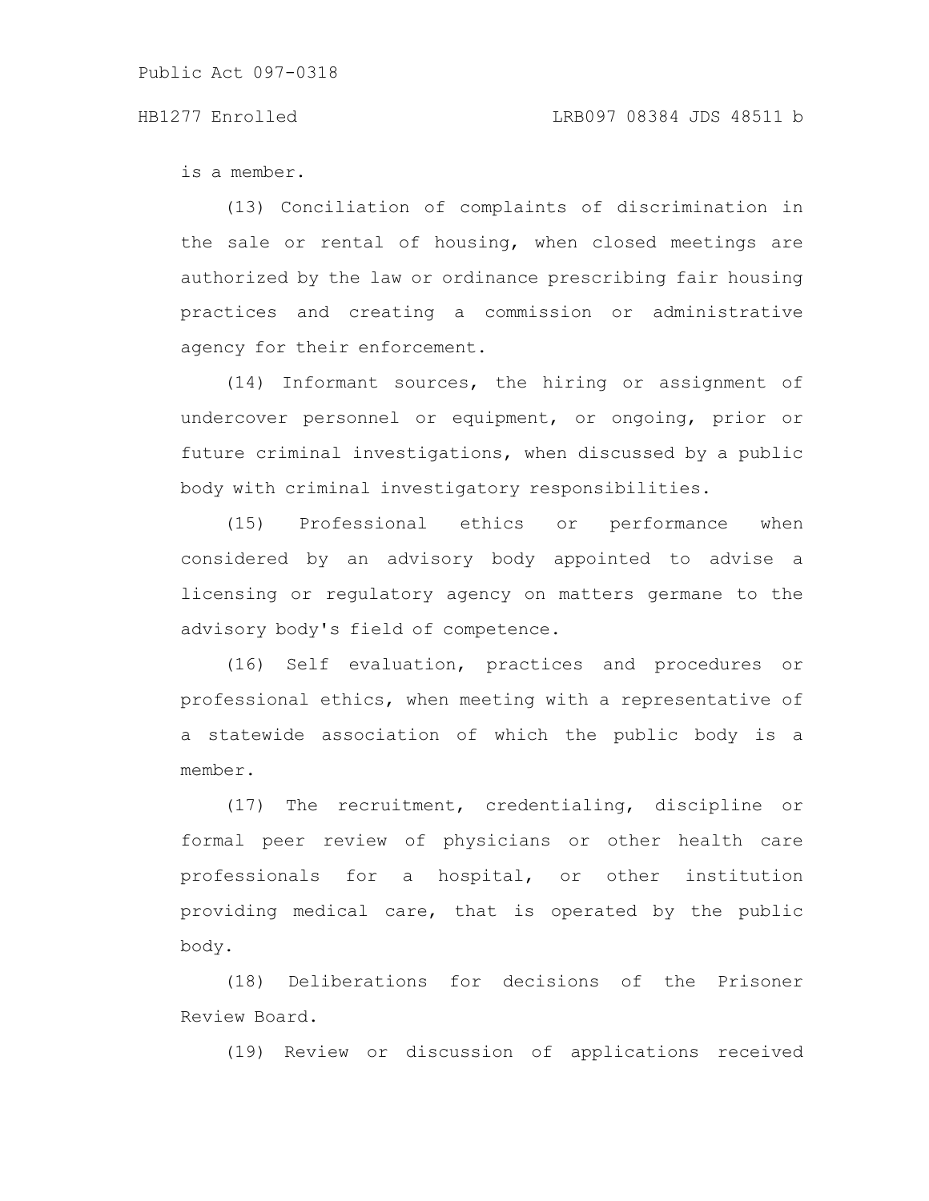is a member.

(13) Conciliation of complaints of discrimination in the sale or rental of housing, when closed meetings are authorized by the law or ordinance prescribing fair housing practices and creating a commission or administrative agency for their enforcement.

(14) Informant sources, the hiring or assignment of undercover personnel or equipment, or ongoing, prior or future criminal investigations, when discussed by a public body with criminal investigatory responsibilities.

(15) Professional ethics or performance when considered by an advisory body appointed to advise a licensing or regulatory agency on matters germane to the advisory body's field of competence.

(16) Self evaluation, practices and procedures or professional ethics, when meeting with a representative of a statewide association of which the public body is a member.

(17) The recruitment, credentialing, discipline or formal peer review of physicians or other health care professionals for a hospital, or other institution providing medical care, that is operated by the public body.

(18) Deliberations for decisions of the Prisoner Review Board.

(19) Review or discussion of applications received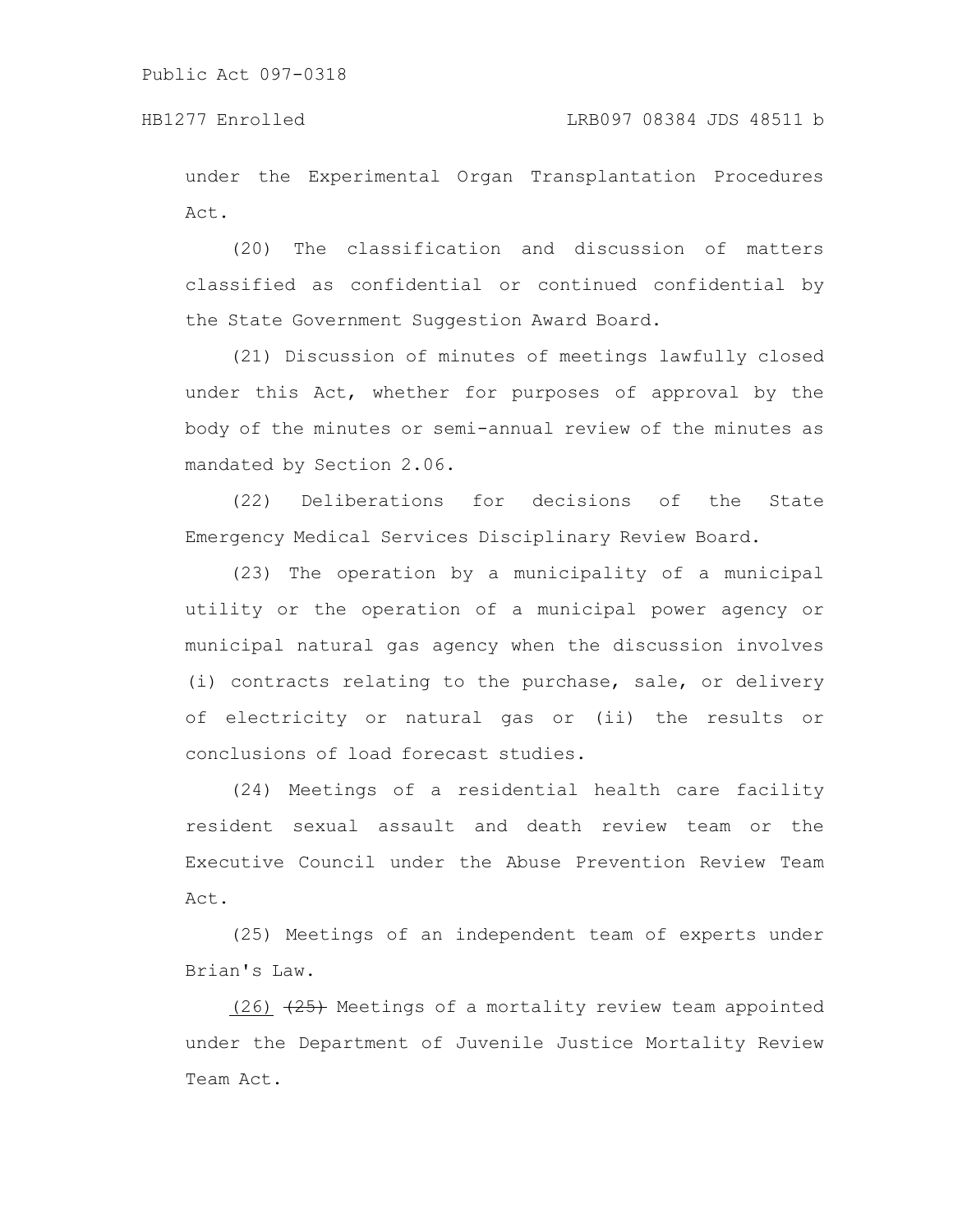under the Experimental Organ Transplantation Procedures Act.

(20) The classification and discussion of matters classified as confidential or continued confidential by the State Government Suggestion Award Board.

(21) Discussion of minutes of meetings lawfully closed under this Act, whether for purposes of approval by the body of the minutes or semi-annual review of the minutes as mandated by Section 2.06.

(22) Deliberations for decisions of the State Emergency Medical Services Disciplinary Review Board.

(23) The operation by a municipality of a municipal utility or the operation of a municipal power agency or municipal natural gas agency when the discussion involves (i) contracts relating to the purchase, sale, or delivery of electricity or natural gas or (ii) the results or conclusions of load forecast studies.

(24) Meetings of a residential health care facility resident sexual assault and death review team or the Executive Council under the Abuse Prevention Review Team Act.

(25) Meetings of an independent team of experts under Brian's Law.

(26) ~~(25)~~ Meetings of a mortality review team appointed under the Department of Juvenile Justice Mortality Review Team Act.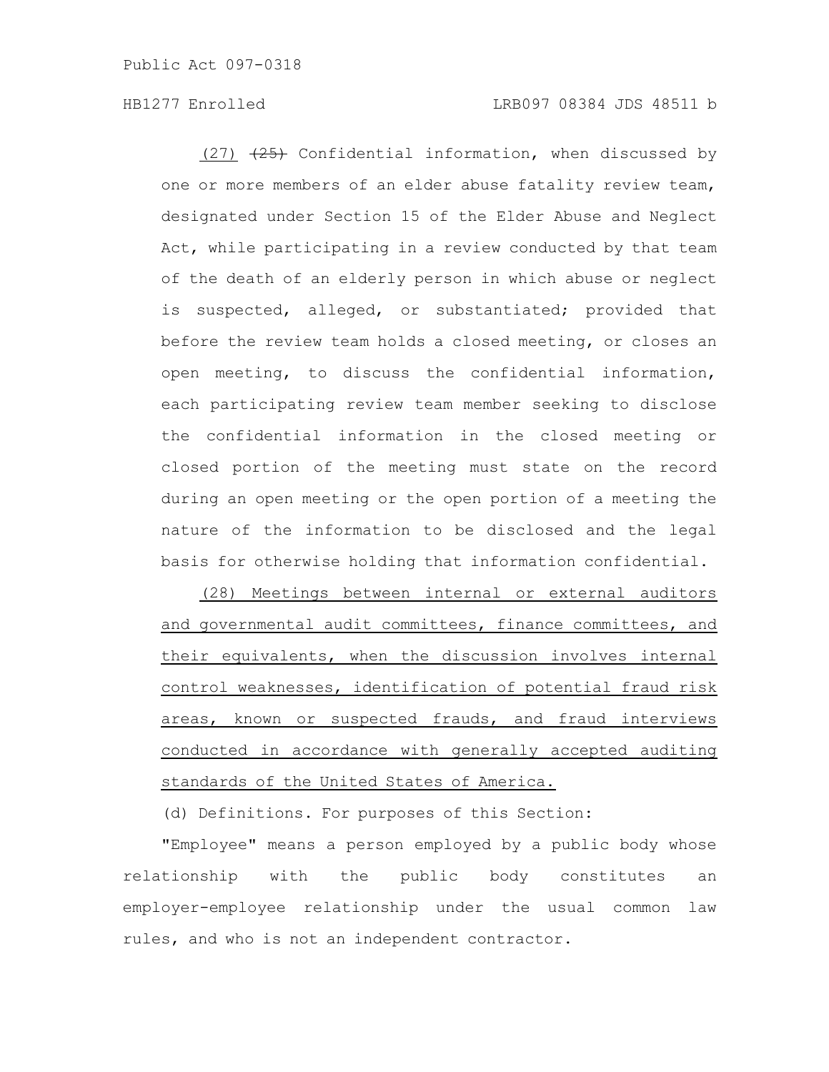(27) ~~(25)~~ Confidential information, when discussed by one or more members of an elder abuse fatality review team, designated under Section 15 of the Elder Abuse and Neglect Act, while participating in a review conducted by that team of the death of an elderly person in which abuse or neglect is suspected, alleged, or substantiated; provided that before the review team holds a closed meeting, or closes an open meeting, to discuss the confidential information, each participating review team member seeking to disclose the confidential information in the closed meeting or closed portion of the meeting must state on the record during an open meeting or the open portion of a meeting the nature of the information to be disclosed and the legal basis for otherwise holding that information confidential.

(28) Meetings between internal or external auditors and governmental audit committees, finance committees, and their equivalents, when the discussion involves internal control weaknesses, identification of potential fraud risk areas, known or suspected frauds, and fraud interviews conducted in accordance with generally accepted auditing standards of the United States of America.

(d) Definitions. For purposes of this Section:

"Employee" means a person employed by a public body whose relationship with the public body constitutes an employer-employee relationship under the usual common law rules, and who is not an independent contractor.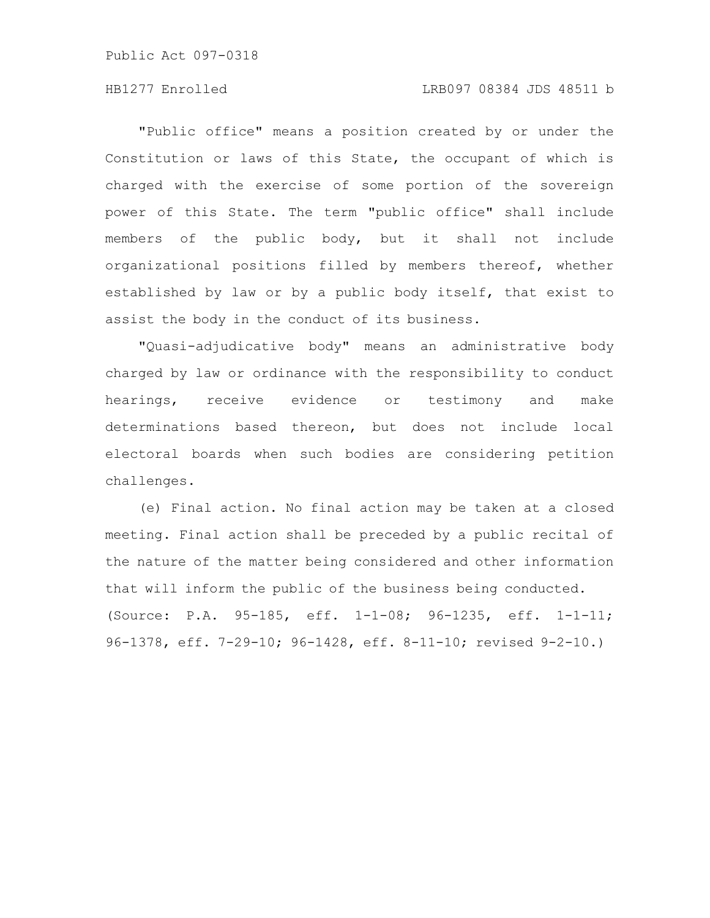"Public office" means a position created by or under the Constitution or laws of this State, the occupant of which is charged with the exercise of some portion of the sovereign power of this State. The term "public office" shall include members of the public body, but it shall not include organizational positions filled by members thereof, whether established by law or by a public body itself, that exist to assist the body in the conduct of its business.

"Quasi-adjudicative body" means an administrative body charged by law or ordinance with the responsibility to conduct hearings, receive evidence or testimony and make determinations based thereon, but does not include local electoral boards when such bodies are considering petition challenges.

(e) Final action. No final action may be taken at a closed meeting. Final action shall be preceded by a public recital of the nature of the matter being considered and other information that will inform the public of the business being conducted.

(Source: P.A. 95-185, eff. 1-1-08; 96-1235, eff. 1-1-11; 96-1378, eff. 7-29-10; 96-1428, eff. 8-11-10; revised 9-2-10.)